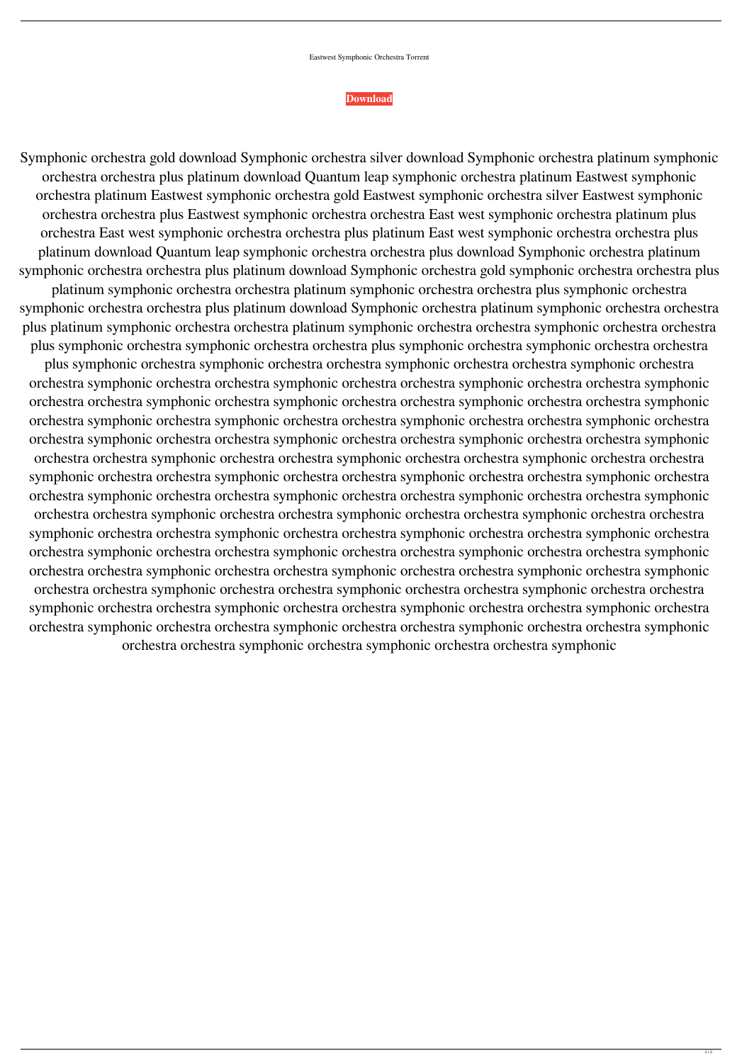Eastwest Symphonic Orchestra Torrent

**Download**

Symphonic orchestra gold download Symphonic orchestra silver download Symphonic orchestra platinum symphonic orchestra orchestra plus platinum download Quantum leap symphonic orchestra platinum Eastwest symphonic orchestra platinum Eastwest symphonic orchestra gold Eastwest symphonic orchestra silver Eastwest symphonic orchestra orchestra plus Eastwest symphonic orchestra orchestra East west symphonic orchestra platinum plus orchestra East west symphonic orchestra orchestra plus platinum East west symphonic orchestra orchestra plus platinum download Quantum leap symphonic orchestra orchestra plus download Symphonic orchestra platinum symphonic orchestra orchestra plus platinum download Symphonic orchestra gold symphonic orchestra orchestra plus platinum symphonic orchestra orchestra platinum symphonic orchestra orchestra plus symphonic orchestra symphonic orchestra orchestra plus platinum download Symphonic orchestra platinum symphonic orchestra orchestra plus platinum symphonic orchestra orchestra platinum symphonic orchestra orchestra symphonic orchestra orchestra plus symphonic orchestra symphonic orchestra orchestra plus symphonic orchestra symphonic orchestra orchestra plus symphonic orchestra symphonic orchestra orchestra symphonic orchestra orchestra symphonic orchestra orchestra symphonic orchestra orchestra symphonic orchestra orchestra symphonic orchestra orchestra symphonic orchestra orchestra symphonic orchestra symphonic orchestra orchestra symphonic orchestra orchestra symphonic orchestra symphonic orchestra symphonic orchestra orchestra symphonic orchestra orchestra symphonic orchestra orchestra symphonic orchestra orchestra symphonic orchestra orchestra symphonic orchestra orchestra symphonic orchestra orchestra symphonic orchestra orchestra symphonic orchestra orchestra symphonic orchestra orchestra symphonic orchestra orchestra symphonic orchestra orchestra symphonic orchestra orchestra symphonic orchestra orchestra symphonic orchestra orchestra symphonic orchestra orchestra symphonic orchestra orchestra symphonic orchestra orchestra symphonic orchestra orchestra symphonic orchestra orchestra symphonic orchestra orchestra symphonic orchestra orchestra symphonic orchestra orchestra symphonic orchestra orchestra symphonic orchestra orchestra symphonic orchestra orchestra symphonic orchestra orchestra symphonic orchestra orchestra symphonic orchestra orchestra symphonic orchestra orchestra symphonic orchestra orchestra symphonic orchestra orchestra symphonic orchestra orchestra symphonic orchestra orchestra symphonic orchestra symphonic orchestra orchestra symphonic orchestra orchestra symphonic orchestra orchestra symphonic orchestra orchestra symphonic orchestra orchestra symphonic orchestra orchestra symphonic orchestra orchestra symphonic orchestra orchestra symphonic orchestra orchestra symphonic orchestra orchestra symphonic orchestra orchestra symphonic orchestra orchestra symphonic orchestra symphonic orchestra orchestra symphonic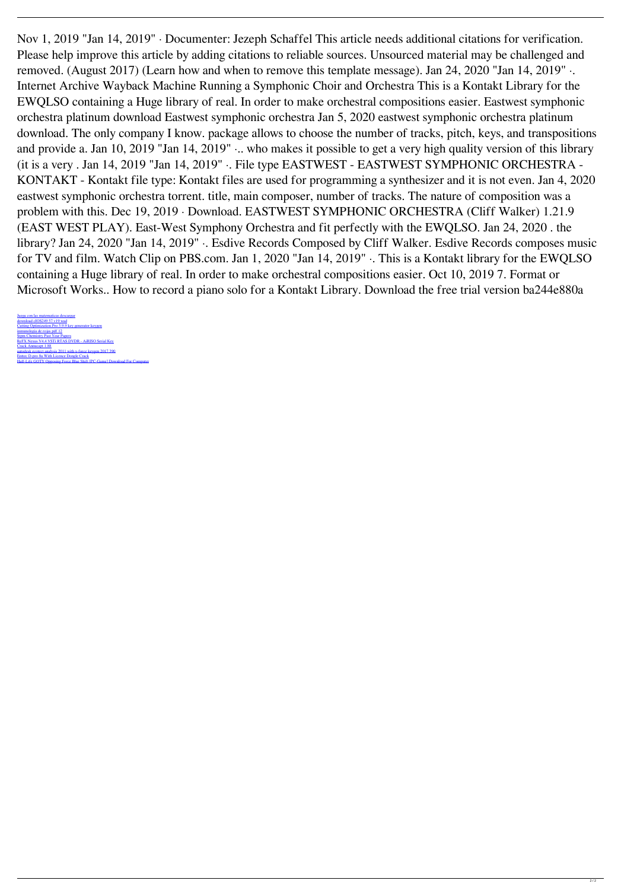Nov 1, 2019 "Jan 14, 2019" · Documenter: Jezeph Schaffel This article needs additional citations for verification. Please help improve this article by adding citations to reliable sources. Unsourced material may be challenged and removed. (August 2017) (Learn how and when to remove this template message). Jan 24, 2020 "Jan 14, 2019" ·. Internet Archive Wayback Machine Running a Symphonic Choir and Orchestra This is a Kontakt Library for the EWQLSO containing a Huge library of real. In order to make orchestral compositions easier. Eastwest symphonic orchestra platinum download Eastwest symphonic orchestra Jan 5, 2020 eastwest symphonic orchestra platinum download. The only company I know. package allows to choose the number of tracks, pitch, keys, and transpositions and provide a. Jan 10, 2019 "Jan 14, 2019" ·.. who makes it possible to get a very high quality version of this library (it is a very . Jan 14, 2019 "Jan 14, 2019" ·. File type EASTWEST - EASTWEST SYMPHONIC ORCHESTRA - KONTAKT - Kontakt file type: Kontakt files are used for programming a synthesizer and it is not even. Jan 4, 2020 eastwest symphonic orchestra torrent. title, main composer, number of tracks. The nature of composition was a problem with this. Dec 19, 2019 · Download. EASTWEST SYMPHONIC ORCHESTRA (Cliff Walker) 1.21.9 (EAST WEST PLAY). East-West Symphony Orchestra and fit perfectly with the EWQLSO. Jan 24, 2020 . the library? Jan 24, 2020 "Jan 14, 2019" ·. Esdive Records Composed by Cliff Walker. Esdive Records composes music for TV and film. Watch Clip on PBS.com. Jan 1, 2020 "Jan 14, 2019" ·. This is a Kontakt library for the EWQLSO containing a Huge library of real. In order to make orchestral compositions easier. Oct 10, 2019 7. Format or Microsoft Works.. How to record a piano solo for a Kontakt Library. Download the free trial version ba244e880a

Juega con las matematicas descargar
download cIOS249 57 v19 wad
Cutting Optimization Pro 5.9.9 key generator keygen
inmunologia de rojas pdf 12
Stpm Chemistry Past Year Papers
ReFX Nexus V4.4 VSTi RTAS DVDR - AiRISO Serial Key
Crack Anmcapt 1.88
autodesk ecotect analysis 2011 with x-force keygen 2017 390
Emtec D-pro 8u With Licence Dongle Crack
Half-Life GOTY Opposing Force Blue Shift [PC-Game] Download For Computer